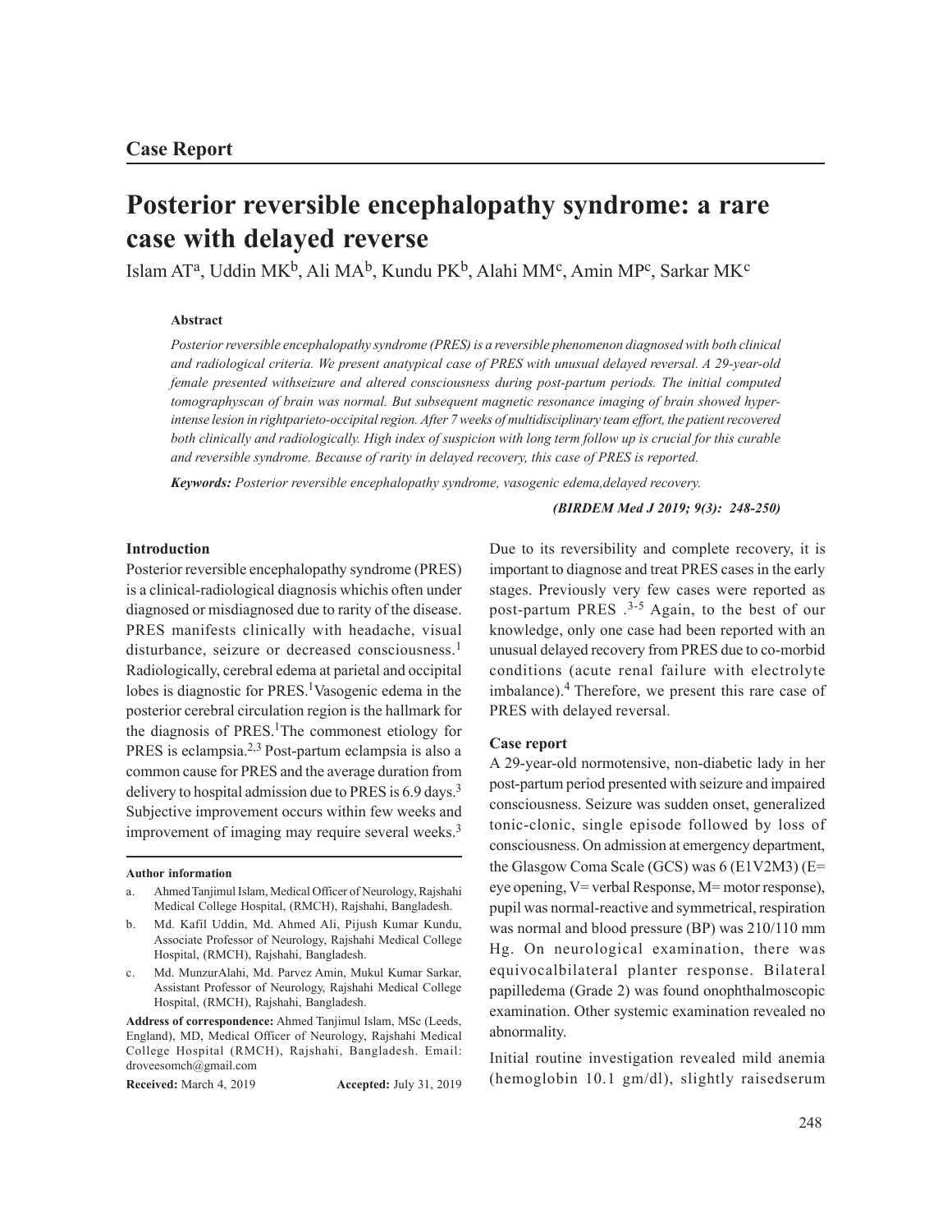## Case Report

# Posterior reversible encephalopathy syndrome: a rare case with delayed reverse

Islam AT[a], Uddin MK[b], Ali MA[b], Kundu PK[b], Alahi MM[c], Amin MP[c], Sarkar MK[c]

### Abstract

*Posterior reversible encephalopathy syndrome (PRES) is a reversible phenomenon diagnosed with both clinical and radiological criteria. We present anatypical case of PRES with unusual delayed reversal. A 29-year-old female presented withseizure and altered consciousness during post-partum periods. The initial computed tomographyscan of brain was normal. But subsequent magnetic resonance imaging of brain showed hyper-intense lesion in rightparieto-occipital region. After 7 weeks of multidisciplinary team effort, the patient recovered both clinically and radiologically. High index of suspicion with long term follow up is crucial for this curable and reversible syndrome. Because of rarity in delayed recovery, this case of PRES is reported.*

***Keywords:*** *Posterior reversible encephalopathy syndrome, vasogenic edema,delayed recovery.*

***(BIRDEM Med J 2019; 9(3): 248-250)***

### Introduction

Posterior reversible encephalopathy syndrome (PRES) is a clinical-radiological diagnosis whichis often under diagnosed or misdiagnosed due to rarity of the disease. PRES manifests clinically with headache, visual disturbance, seizure or decreased consciousness.[1] Radiologically, cerebral edema at parietal and occipital lobes is diagnostic for PRES.[1] Vasogenic edema in the posterior cerebral circulation region is the hallmark for the diagnosis of PRES.[1] The commonest etiology for PRES is eclampsia.[2,3] Post-partum eclampsia is also a common cause for PRES and the average duration from delivery to hospital admission due to PRES is 6.9 days.[3] Subjective improvement occurs within few weeks and improvement of imaging may require several weeks.[3]

Due to its reversibility and complete recovery, it is important to diagnose and treat PRES cases in the early stages. Previously very few cases were reported as post-partum PRES .[3-5] Again, to the best of our knowledge, only one case had been reported with an unusual delayed recovery from PRES due to co-morbid conditions (acute renal failure with electrolyte imbalance).[4] Therefore, we present this rare case of PRES with delayed reversal.

### Case report

A 29-year-old normotensive, non-diabetic lady in her post-partum period presented with seizure and impaired consciousness. Seizure was sudden onset, generalized tonic-clonic, single episode followed by loss of consciousness. On admission at emergency department, the Glasgow Coma Scale (GCS) was 6 (E1V2M3) (E= eye opening, V= verbal Response, M= motor response), pupil was normal-reactive and symmetrical, respiration was normal and blood pressure (BP) was 210/110 mm Hg. On neurological examination, there was equivocalbilateral planter response. Bilateral papilledema (Grade 2) was found onophthalmoscopic examination. Other systemic examination revealed no abnormality.

Initial routine investigation revealed mild anemia (hemoglobin 10.1 gm/dl), slightly raisedserum

---

**Author information**

a. Ahmed Tanjimul Islam, Medical Officer of Neurology, Rajshahi Medical College Hospital, (RMCH), Rajshahi, Bangladesh.

b. Md. Kafil Uddin, Md. Ahmed Ali, Pijush Kumar Kundu, Associate Professor of Neurology, Rajshahi Medical College Hospital, (RMCH), Rajshahi, Bangladesh.

c. Md. MunzurAlahi, Md. Parvez Amin, Mukul Kumar Sarkar, Assistant Professor of Neurology, Rajshahi Medical College Hospital, (RMCH), Rajshahi, Bangladesh.

**Address of correspondence:** Ahmed Tanjimul Islam, MSc (Leeds, England), MD, Medical Officer of Neurology, Rajshahi Medical College Hospital (RMCH), Rajshahi, Bangladesh. Email: droveesomch@gmail.com

**Received:** March 4, 2019 **Accepted:** July 31, 2019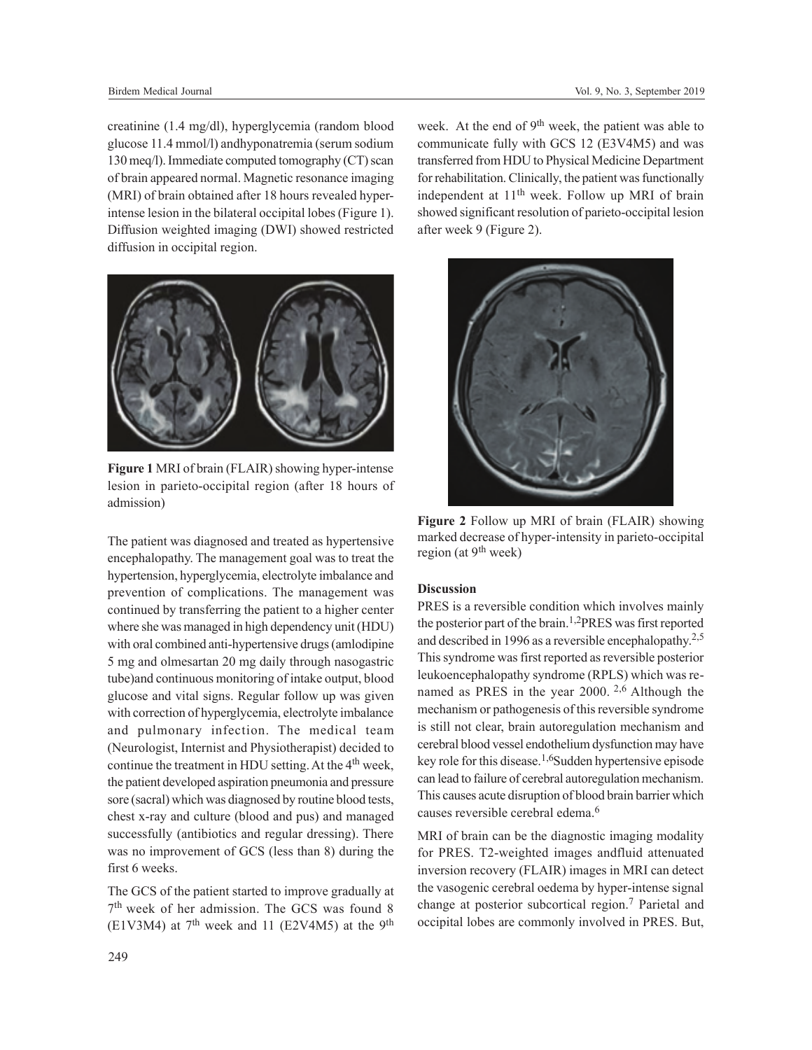creatinine (1.4 mg/dl), hyperglycemia (random blood glucose 11.4 mmol/l) andhyponatremia (serum sodium 130 meq/l). Immediate computed tomography (CT) scan of brain appeared normal. Magnetic resonance imaging (MRI) of brain obtained after 18 hours revealed hyper-intense lesion in the bilateral occipital lobes (Figure 1). Diffusion weighted imaging (DWI) showed restricted diffusion in occipital region.

**Figure 1** MRI of brain (FLAIR) showing hyper-intense lesion in parieto-occipital region (after 18 hours of admission)

The patient was diagnosed and treated as hypertensive encephalopathy. The management goal was to treat the hypertension, hyperglycemia, electrolyte imbalance and prevention of complications. The management was continued by transferring the patient to a higher center where she was managed in high dependency unit (HDU) with oral combined anti-hypertensive drugs (amlodipine 5 mg and olmesartan 20 mg daily through nasogastric tube)and continuous monitoring of intake output, blood glucose and vital signs. Regular follow up was given with correction of hyperglycemia, electrolyte imbalance and pulmonary infection. The medical team (Neurologist, Internist and Physiotherapist) decided to continue the treatment in HDU setting. At the 4th week, the patient developed aspiration pneumonia and pressure sore (sacral) which was diagnosed by routine blood tests, chest x-ray and culture (blood and pus) and managed successfully (antibiotics and regular dressing). There was no improvement of GCS (less than 8) during the first 6 weeks.

The GCS of the patient started to improve gradually at 7th week of her admission. The GCS was found 8 (E1V3M4) at 7th week and 11 (E2V4M5) at the 9th week. At the end of 9th week, the patient was able to communicate fully with GCS 12 (E3V4M5) and was transferred from HDU to Physical Medicine Department for rehabilitation. Clinically, the patient was functionally independent at 11th week. Follow up MRI of brain showed significant resolution of parieto-occipital lesion after week 9 (Figure 2).

**Figure 2** Follow up MRI of brain (FLAIR) showing marked decrease of hyper-intensity in parieto-occipital region (at 9th week)

## Discussion

PRES is a reversible condition which involves mainly the posterior part of the brain.[1,2]PRES was first reported and described in 1996 as a reversible encephalopathy.[2,5] This syndrome was first reported as reversible posterior leukoencephalopathy syndrome (RPLS) which was re-named as PRES in the year 2000. [2,6] Although the mechanism or pathogenesis of this reversible syndrome is still not clear, brain autoregulation mechanism and cerebral blood vessel endothelium dysfunction may have key role for this disease.[1,6]Sudden hypertensive episode can lead to failure of cerebral autoregulation mechanism. This causes acute disruption of blood brain barrier which causes reversible cerebral edema.[6]

MRI of brain can be the diagnostic imaging modality for PRES. T2-weighted images andfluid attenuated inversion recovery (FLAIR) images in MRI can detect the vasogenic cerebral oedema by hyper-intense signal change at posterior subcortical region.[7] Parietal and occipital lobes are commonly involved in PRES. But,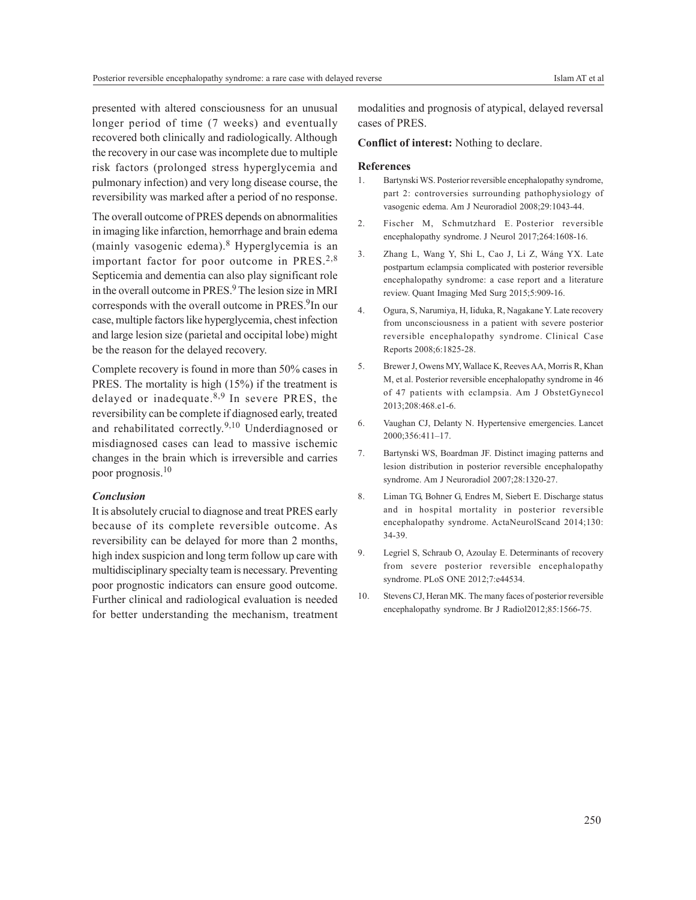presented with altered consciousness for an unusual longer period of time (7 weeks) and eventually recovered both clinically and radiologically. Although the recovery in our case was incomplete due to multiple risk factors (prolonged stress hyperglycemia and pulmonary infection) and very long disease course, the reversibility was marked after a period of no response.

The overall outcome of PRES depends on abnormalities in imaging like infarction, hemorrhage and brain edema (mainly vasogenic edema).[8] Hyperglycemia is an important factor for poor outcome in PRES.[2,8] Septicemia and dementia can also play significant role in the overall outcome in PRES.[9] The lesion size in MRI corresponds with the overall outcome in PRES.[9] In our case, multiple factors like hyperglycemia, chest infection and large lesion size (parietal and occipital lobe) might be the reason for the delayed recovery.

Complete recovery is found in more than 50% cases in PRES. The mortality is high (15%) if the treatment is delayed or inadequate.[8,9] In severe PRES, the reversibility can be complete if diagnosed early, treated and rehabilitated correctly.[9,10] Underdiagnosed or misdiagnosed cases can lead to massive ischemic changes in the brain which is irreversible and carries poor prognosis.[10]

### *Conclusion*

It is absolutely crucial to diagnose and treat PRES early because of its complete reversible outcome. As reversibility can be delayed for more than 2 months, high index suspicion and long term follow up care with multidisciplinary specialty team is necessary. Preventing poor prognostic indicators can ensure good outcome. Further clinical and radiological evaluation is needed for better understanding the mechanism, treatment modalities and prognosis of atypical, delayed reversal cases of PRES.

**Conflict of interest:** Nothing to declare.

### References

1. Bartynski WS. Posterior reversible encephalopathy syndrome, part 2: controversies surrounding pathophysiology of vasogenic edema. Am J Neuroradiol 2008;29:1043-44.
2. Fischer M, Schmutzhard E. Posterior reversible encephalopathy syndrome. J Neurol 2017;264:1608-16.
3. Zhang L, Wang Y, Shi L, Cao J, Li Z, Wáng YX. Late postpartum eclampsia complicated with posterior reversible encephalopathy syndrome: a case report and a literature review. Quant Imaging Med Surg 2015;5:909-16.
4. Ogura, S, Narumiya, H, Iiduka, R, Nagakane Y. Late recovery from unconsciousness in a patient with severe posterior reversible encephalopathy syndrome. Clinical Case Reports 2008;6:1825-28.
5. Brewer J, Owens MY, Wallace K, Reeves AA, Morris R, Khan M, et al. Posterior reversible encephalopathy syndrome in 46 of 47 patients with eclampsia. Am J ObstetGynecol 2013;208:468.e1-6.
6. Vaughan CJ, Delanty N. Hypertensive emergencies. Lancet 2000;356:411–17.
7. Bartynski WS, Boardman JF. Distinct imaging patterns and lesion distribution in posterior reversible encephalopathy syndrome. Am J Neuroradiol 2007;28:1320-27.
8. Liman TG, Bohner G, Endres M, Siebert E. Discharge status and in hospital mortality in posterior reversible encephalopathy syndrome. ActaNeurolScand 2014;130: 34-39.
9. Legriel S, Schraub O, Azoulay E. Determinants of recovery from severe posterior reversible encephalopathy syndrome. PLoS ONE 2012;7:e44534.
10. Stevens CJ, Heran MK. The many faces of posterior reversible encephalopathy syndrome. Br J Radiol2012;85:1566-75.